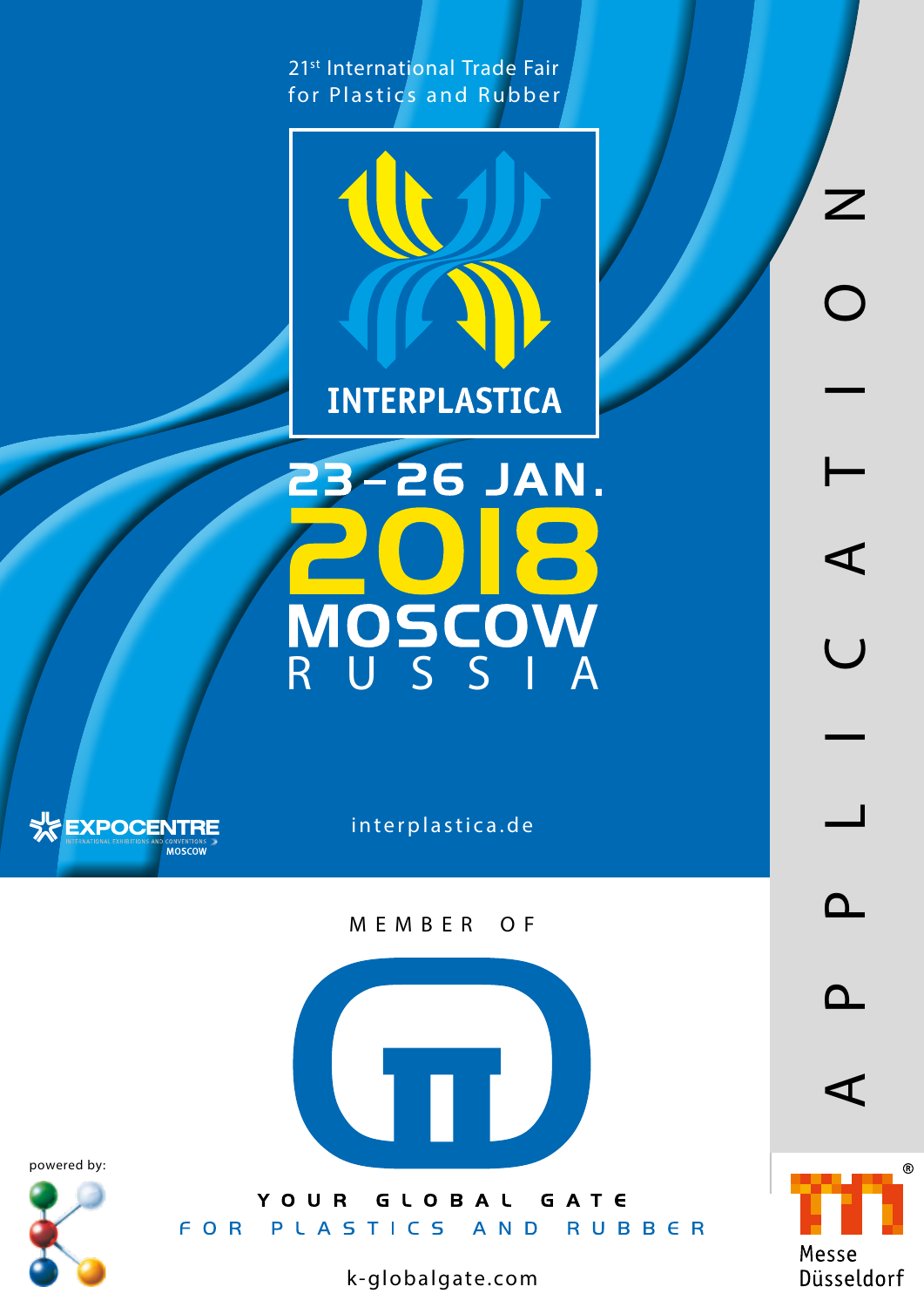21[st] International Trade Fair
for Plastics and Rubber

# INTERPLASTICA

## 23 – 26 JAN. 2018
## MOSCOW
## RUSSIA

EXPOCENTRE
INTERNATIONAL EXHIBITIONS AND CONVENTIONS
MOSCOW

interplastica.de

MEMBER OF

YOUR GLOBAL GATE
FOR PLASTICS AND RUBBER

k-globalgate.com

powered by:

APPLICATION

Messe Düsseldorf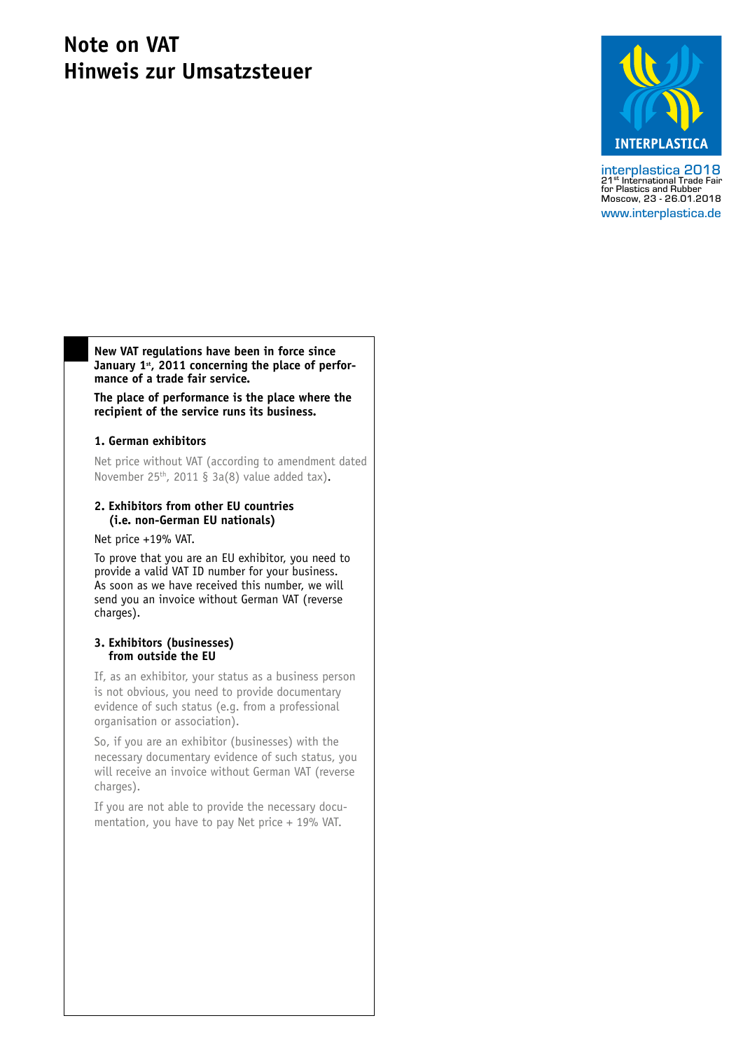# Note on VAT
# Hinweis zur Umsatzsteuer

interplastica 2018
21st International Trade Fair for Plastics and Rubber
Moscow, 23 - 26.01.2018
www.interplastica.de

**New VAT regulations have been in force since January 1st, 2011 concerning the place of performance of a trade fair service.**

**The place of performance is the place where the recipient of the service runs its business.**

**1. German exhibitors**

Net price without VAT (according to amendment dated November 25th, 2011 § 3a(8) value added tax).

**2. Exhibitors from other EU countries (i.e. non-German EU nationals)**

Net price +19% VAT.

To prove that you are an EU exhibitor, you need to provide a valid VAT ID number for your business. As soon as we have received this number, we will send you an invoice without German VAT (reverse charges).

**3. Exhibitors (businesses) from outside the EU**

If, as an exhibitor, your status as a business person is not obvious, you need to provide documentary evidence of such status (e.g. from a professional organisation or association).

So, if you are an exhibitor (businesses) with the necessary documentary evidence of such status, you will receive an invoice without German VAT (reverse charges).

If you are not able to provide the necessary documentation, you have to pay Net price + 19% VAT.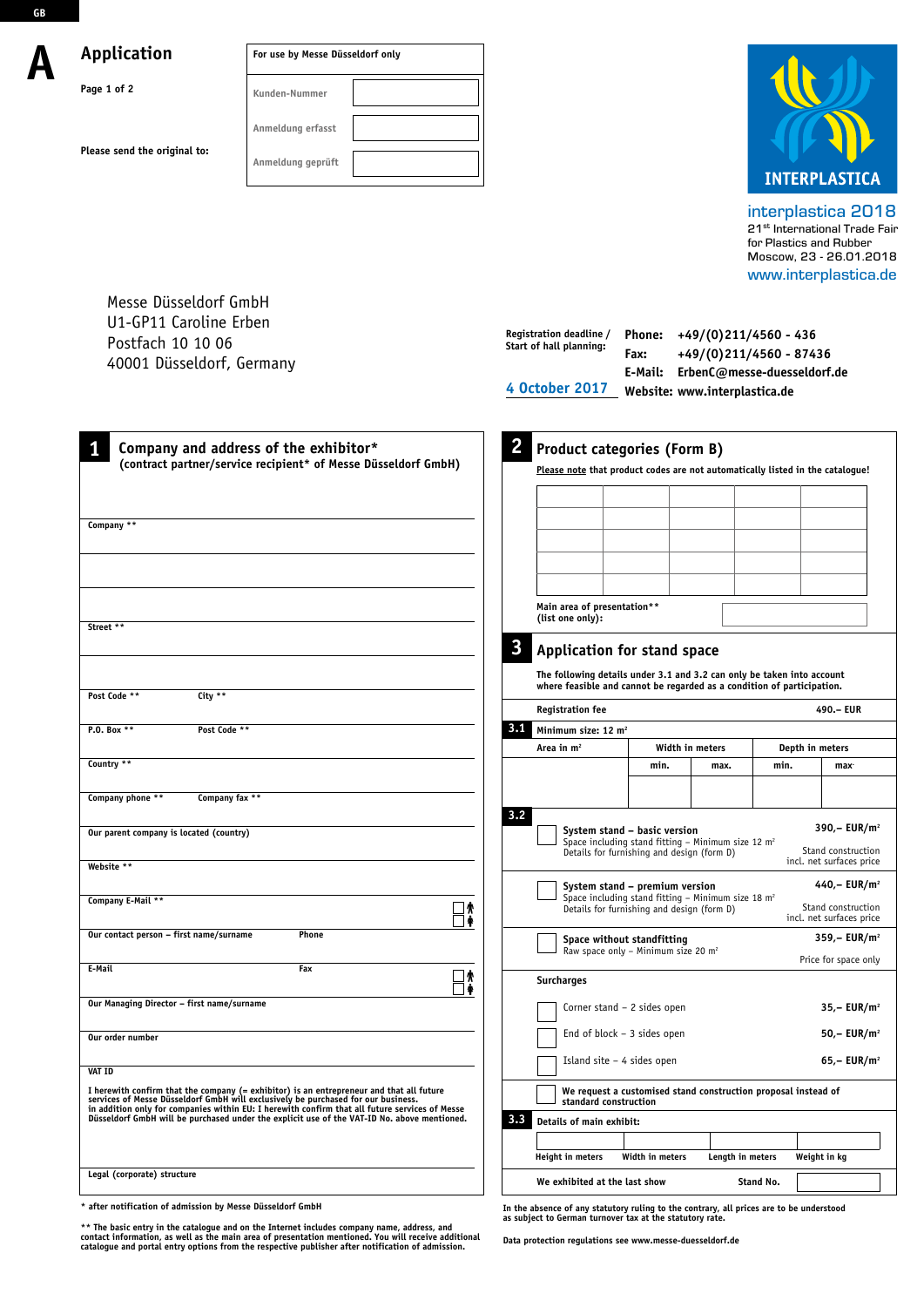GB

# A Application

Page 1 of 2

Please send the original to:

| For use by Messe Düsseldorf only | |
|---|---|
| Kunden-Nummer | |
| Anmeldung erfasst | |
| Anmeldung geprüft | |

INTERPLASTICA

interplastica 2018
21st International Trade Fair for Plastics and Rubber
Moscow, 23 - 26.01.2018
www.interplastica.de

Messe Düsseldorf GmbH
U1-GP11 Caroline Erben
Postfach 10 10 06
40001 Düsseldorf, Germany

Registration deadline / Start of hall planning: **4 October 2017**

**Phone:** +49/(0)211/4560 - 436
**Fax:** +49/(0)211/4560 - 87436
**E-Mail:** ErbenC@messe-duesseldorf.de
**Website:** www.interplastica.de

## 1 Company and address of the exhibitor*
**(contract partner/service recipient* of Messe Düsseldorf GmbH)**

Company **

Street **

Post Code ** City **

P.O. Box ** Post Code **

Country **

Company phone ** Company fax **

Our parent company is located (country)

Website **

Company E-Mail **

Our contact person – first name/surname Phone

E-Mail Fax

Our Managing Director – first name/surname

Our order number

VAT ID

I herewith confirm that the company (= exhibitor) is an entrepreneur and that all future services of Messe Düsseldorf GmbH will exclusively be purchased for our business. In addition only for companies within EU: I herewith confirm that all future services of Messe Düsseldorf GmbH will be purchased under the explicit use of the VAT-ID No. above mentioned.

Legal (corporate) structure

* after notification of admission by Messe Düsseldorf GmbH

** The basic entry in the catalogue and on the Internet includes company name, address, and contact information, as well as the main area of presentation mentioned. You will receive additional catalogue and portal entry options from the respective publisher after notification of admission.

## 2 Product categories (Form B)

Please note that product codes are not automatically listed in the catalogue!

| | | | | |
|---|---|---|---|---|
| | | | | |
| | | | | |
| | | | | |
| | | | | |

Main area of presentation** (list one only):

## 3 Application for stand space

**The following details under 3.1 and 3.2 can only be taken into account where feasible and cannot be regarded as a condition of participation.**

Registration fee 490.– EUR

**3.1** Minimum size: 12 m²

| Area in m² | Width in meters | | Depth in meters | |
|---|---|---|---|---|
| | min. | max. | min. | max. |
| | | | | |

**3.2**

☐ **System stand – basic version** — 390,– EUR/m²
Space including stand fitting – Minimum size 12 m²
Details for furnishing and design (form D)
Stand construction incl. net surfaces price

☐ **System stand – premium version** — 440,– EUR/m²
Space including stand fitting – Minimum size 18 m²
Details for furnishing and design (form D)
Stand construction incl. net surfaces price

☐ **Space without standfitting** — 359,– EUR/m²
Raw space only – Minimum size 20 m²
Price for space only

**Surcharges**

☐ Corner stand – 2 sides open — 35,– EUR/m²

☐ End of block – 3 sides open — 50,– EUR/m²

☐ Island site – 4 sides open — 65,– EUR/m²

☐ We request a customised stand construction proposal instead of standard construction

**3.3** Details of main exhibit:

| Height in meters | Width in meters | Length in meters | Weight in kg |
|---|---|---|---|
| | | | |

We exhibited at the last show — Stand No.

In the absence of any statutory ruling to the contrary, all prices are to be understood as subject to German turnover tax at the statutory rate.

Data protection regulations see www.messe-duesseldorf.de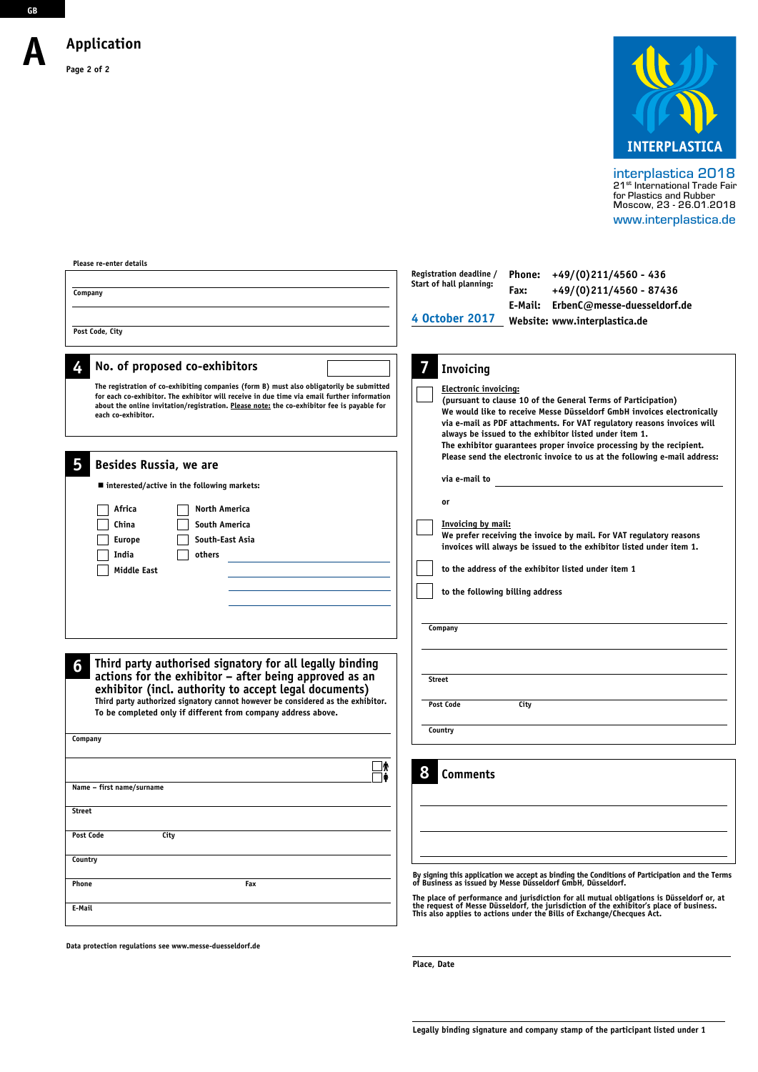GB

# A Application

Page 2 of 2

INTERPLASTICA

interplastica 2018
21st International Trade Fair for Plastics and Rubber
Moscow, 23 - 26.01.2018
www.interplastica.de

Please re-enter details

Company

Post Code, City

Registration deadline / Start of hall planning:

**4 October 2017**

Phone: +49/(0)211/4560 - 436
Fax: +49/(0)211/4560 - 87436
E-Mail: ErbenC@messe-duesseldorf.de
Website: www.interplastica.de

## 4 No. of proposed co-exhibitors

The registration of co-exhibiting companies (form B) must also obligatorily be submitted for each co-exhibitor. The exhibitor will receive in due time via email further information about the online invitation/registration. Please note: the co-exhibitor fee is payable for each co-exhibitor.

## 5 Besides Russia, we are

■ interested/active in the following markets:

- ☐ Africa
- ☐ China
- ☐ Europe
- ☐ India
- ☐ Middle East
- ☐ North America
- ☐ South America
- ☐ South-East Asia
- ☐ others

## 6 Third party authorised signatory for all legally binding actions for the exhibitor – after being approved as an exhibitor (incl. authority to accept legal documents)

Third party authorized signatory cannot however be considered as the exhibitor. To be completed only if different from company address above.

Company

Name – first name/surname

Street

Post Code City

Country

Phone Fax

E-Mail

Data protection regulations see www.messe-duesseldorf.de

## 7 Invoicing

☐ **Electronic invoicing:**
(pursuant to clause 10 of the General Terms of Participation)
We would like to receive Messe Düsseldorf GmbH invoices electronically via e-mail as PDF attachments. For VAT regulatory reasons invoices will always be issued to the exhibitor listed under item 1.
The exhibitor guarantees proper invoice processing by the recipient.
Please send the electronic invoice to us at the following e-mail address:

via e-mail to

or

☐ **Invoicing by mail:**
We prefer receiving the invoice by mail. For VAT regulatory reasons invoices will always be issued to the exhibitor listed under item 1.

☐ to the address of the exhibitor listed under item 1

☐ to the following billing address

Company

Street

Post Code City

Country

## 8 Comments

By signing this application we accept as binding the Conditions of Participation and the Terms of Business as issued by Messe Düsseldorf GmbH, Düsseldorf.

The place of performance and jurisdiction for all mutual obligations is Düsseldorf or, at the request of Messe Düsseldorf, the jurisdiction of the exhibitor's place of business. This also applies to actions under the Bills of Exchange/Chequces Act.

Place, Date

Legally binding signature and company stamp of the participant listed under 1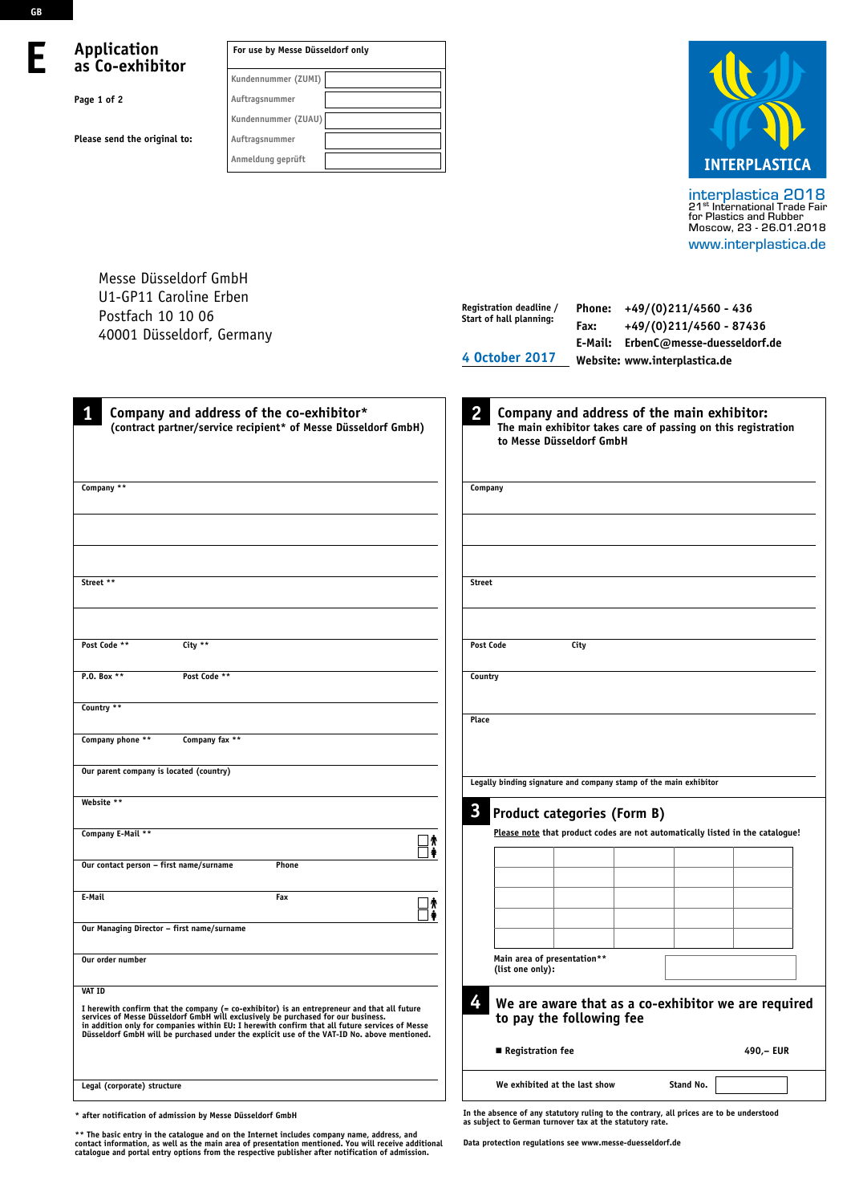GB

# E Application as Co-exhibitor

Please send the original to:

| For use by Messe Düsseldorf only | |
|---|---|
| Kundennummer (ZUMI) | |
| Auftragsnummer | |
| Kundennummer (ZUAU) | |
| Auftragsnummer | |
| Anmeldung geprüft | |

INTERPLASTICA

interplastica 2018
21[st] International Trade Fair for Plastics and Rubber
Moscow, 23 - 26.01.2018
www.interplastica.de

Messe Düsseldorf GmbH
U1-GP11 Caroline Erben
Postfach 10 10 06
40001 Düsseldorf, Germany

Registration deadline / Start of hall planning: **4 October 2017**

Phone: +49/(0)211/4560 - 436
Fax: +49/(0)211/4560 - 87436
E-Mail: ErbenC@messe-duesseldorf.de
Website: www.interplastica.de

## 1 Company and address of the co-exhibitor*

(contract partner/service recipient* of Messe Düsseldorf GmbH)

Company **

Street **

Post Code ** &nbsp;&nbsp; City **

P.O. Box ** &nbsp;&nbsp; Post Code **

Country **

Company phone ** &nbsp;&nbsp; Company fax **

Our parent company is located (country)

Website **

Company E-Mail ** ☐ ☐

Our contact person – first name/surname &nbsp;&nbsp; Phone

E-Mail &nbsp;&nbsp; Fax ☐ ☐

Our Managing Director – first name/surname

Our order number

VAT ID

I herewith confirm that the company (= co-exhibitor) is an entrepreneur and that all future services of Messe Düsseldorf GmbH will exclusively be purchased for our business.
in addition only for companies within EU: I herewith confirm that all future services of Messe Düsseldorf GmbH will be purchased under the explicit use of the VAT-ID No. above mentioned.

Legal (corporate) structure

## 2 Company and address of the main exhibitor:

The main exhibitor takes care of passing on this registration to Messe Düsseldorf GmbH

Company

Street

Post Code &nbsp;&nbsp; City

Country

Place

Legally binding signature and company stamp of the main exhibitor

## 3 Product categories (Form B)

Please note that product codes are not automatically listed in the catalogue!

| | | | | |
|---|---|---|---|---|
| | | | | |
| | | | | |
| | | | | |
| | | | | |

Main area of presentation** (list one only):

## 4 We are aware that as a co-exhibitor we are required to pay the following fee

- Registration fee &nbsp;&nbsp; 490,– EUR

We exhibited at the last show &nbsp;&nbsp; Stand No.

\* after notification of admission by Messe Düsseldorf GmbH

** The basic entry in the catalogue and on the Internet includes company name, address, and contact information, as well as the main area of presentation mentioned. You will receive additional catalogue and portal entry options from the respective publisher after notification of admission.

In the absence of any statutory ruling to the contrary, all prices are to be understood as subject to German turnover tax at the statutory rate.

Data protection regulations see www.messe-duesseldorf.de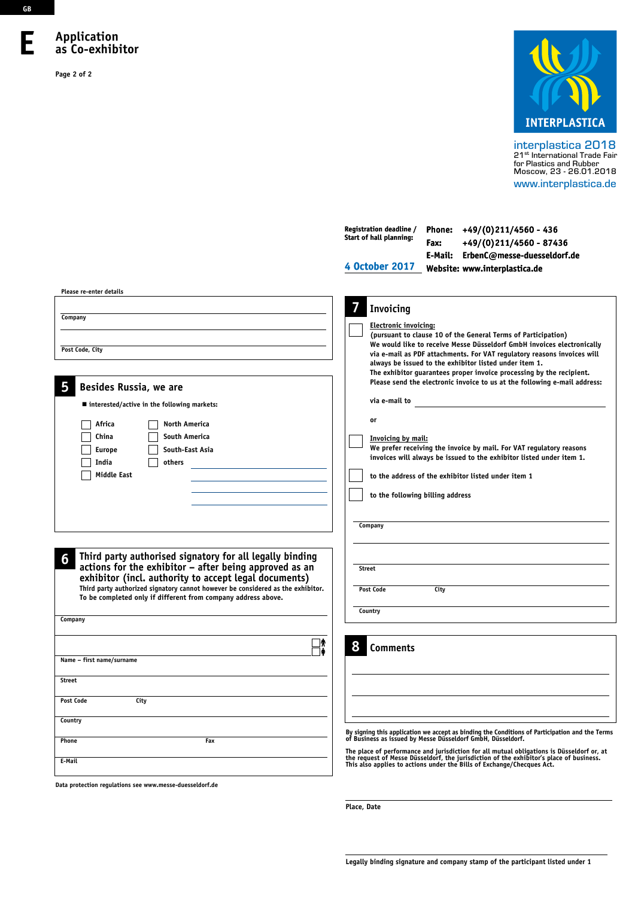GB

# E Application as Co-exhibitor

Page 2 of 2

INTERPLASTICA

interplastica 2018
21st International Trade Fair for Plastics and Rubber
Moscow, 23 - 26.01.2018
www.interplastica.de

Registration deadline / Start of hall planning: **4 October 2017**

Phone: +49/(0)211/4560 - 436
Fax: +49/(0)211/4560 - 87436
E-Mail: ErbenC@messe-duesseldorf.de
Website: www.interplastica.de

Please re-enter details

Company

Post Code, City

## 5 Besides Russia, we are

■ interested/active in the following markets:

- ☐ Africa
- ☐ China
- ☐ Europe
- ☐ India
- ☐ Middle East
- ☐ North America
- ☐ South America
- ☐ South-East Asia
- ☐ others

## 6 Third party authorised signatory for all legally binding actions for the exhibitor – after being approved as an exhibitor (incl. authority to accept legal documents)

Third party authorized signatory cannot however be considered as the exhibitor.
To be completed only if different from company address above.

Company

Name – first name/surname

Street

Post Code City

Country

Phone Fax

E-Mail

Data protection regulations see www.messe-duesseldorf.de

## 7 Invoicing

☐ Electronic invoicing:
(pursuant to clause 10 of the General Terms of Participation)
We would like to receive Messe Düsseldorf GmbH invoices electronically via e-mail as PDF attachments. For VAT regulatory reasons invoices will always be issued to the exhibitor listed under item 1.
The exhibitor guarantees proper invoice processing by the recipient.
Please send the electronic invoice to us at the following e-mail address:

via e-mail to

or

☐ Invoicing by mail:
We prefer receiving the invoice by mail. For VAT regulatory reasons invoices will always be issued to the exhibitor listed under item 1.

☐ to the address of the exhibitor listed under item 1

☐ to the following billing address

Company

Street

Post Code City

Country

## 8 Comments

By signing this application we accept as binding the Conditions of Participation and the Terms of Business as issued by Messe Düsseldorf GmbH, Düsseldorf.

The place of performance and jurisdiction for all mutual obligations is Düsseldorf or, at the request of Messe Düsseldorf, the jurisdiction of the exhibitor's place of business. This also applies to actions under the Bills of Exchange/Cheques Act.

Place, Date

Legally binding signature and company stamp of the participant listed under 1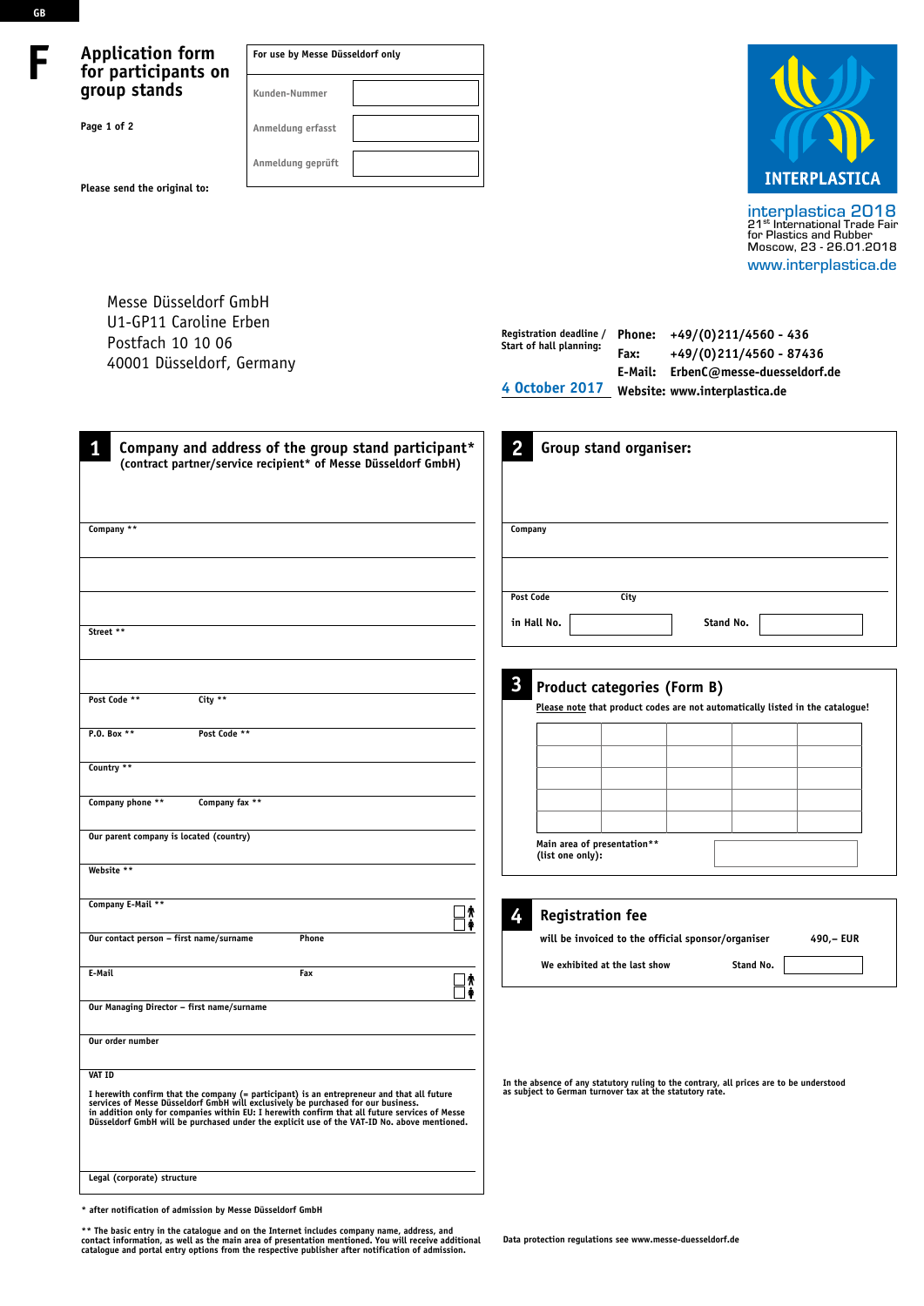GB

# F

## Application form for participants on group stands

Page 1 of 2

Please send the original to:

| For use by Messe Düsseldorf only | |
|---|---|
| Kunden-Nummer | |
| Anmeldung erfasst | |
| Anmeldung geprüft | |

INTERPLASTICA

interplastica 2018
21st International Trade Fair for Plastics and Rubber
Moscow, 23 - 26.01.2018
www.interplastica.de

Messe Düsseldorf GmbH
U1-GP11 Caroline Erben
Postfach 10 10 06
40001 Düsseldorf, Germany

Registration deadline / Start of hall planning:

**4 October 2017**

Phone: +49/(0)211/4560 - 436
Fax: +49/(0)211/4560 - 87436
E-Mail: ErbenC@messe-duesseldorf.de
Website: www.interplastica.de

## 1 Company and address of the group stand participant*
(contract partner/service recipient* of Messe Düsseldorf GmbH)

Company **

Street **

Post Code ** City **

P.O. Box ** Post Code **

Country **

Company phone ** Company fax **

Our parent company is located (country)

Website **

Company E-Mail **

Our contact person – first name/surname Phone

E-Mail Fax

Our Managing Director – first name/surname

Our order number

VAT ID

I herewith confirm that the company (= participant) is an entrepreneur and that all future services of Messe Düsseldorf GmbH will exclusively be purchased for our business.
in addition only for companies within EU: I herewith confirm that all future services of Messe Düsseldorf GmbH will be purchased under the explicit use of the VAT-ID No. above mentioned.

Legal (corporate) structure

## 2 Group stand organiser:

Company

Post Code City

in Hall No. Stand No.

## 3 Product categories (Form B)

Please note that product codes are not automatically listed in the catalogue!

| | | | | |
|---|---|---|---|---|
| | | | | |
| | | | | |
| | | | | |
| | | | | |

Main area of presentation**
(list one only):

## 4 Registration fee

will be invoiced to the official sponsor/organiser 490,– EUR

We exhibited at the last show Stand No.

In the absence of any statutory ruling to the contrary, all prices are to be understood as subject to German turnover tax at the statutory rate.

\* after notification of admission by Messe Düsseldorf GmbH

\*\* The basic entry in the catalogue and on the Internet includes company name, address, and contact information, as well as the main area of presentation mentioned. You will receive additional catalogue and portal entry options from the respective publisher after notification of admission.

Data protection regulations see www.messe-duesseldorf.de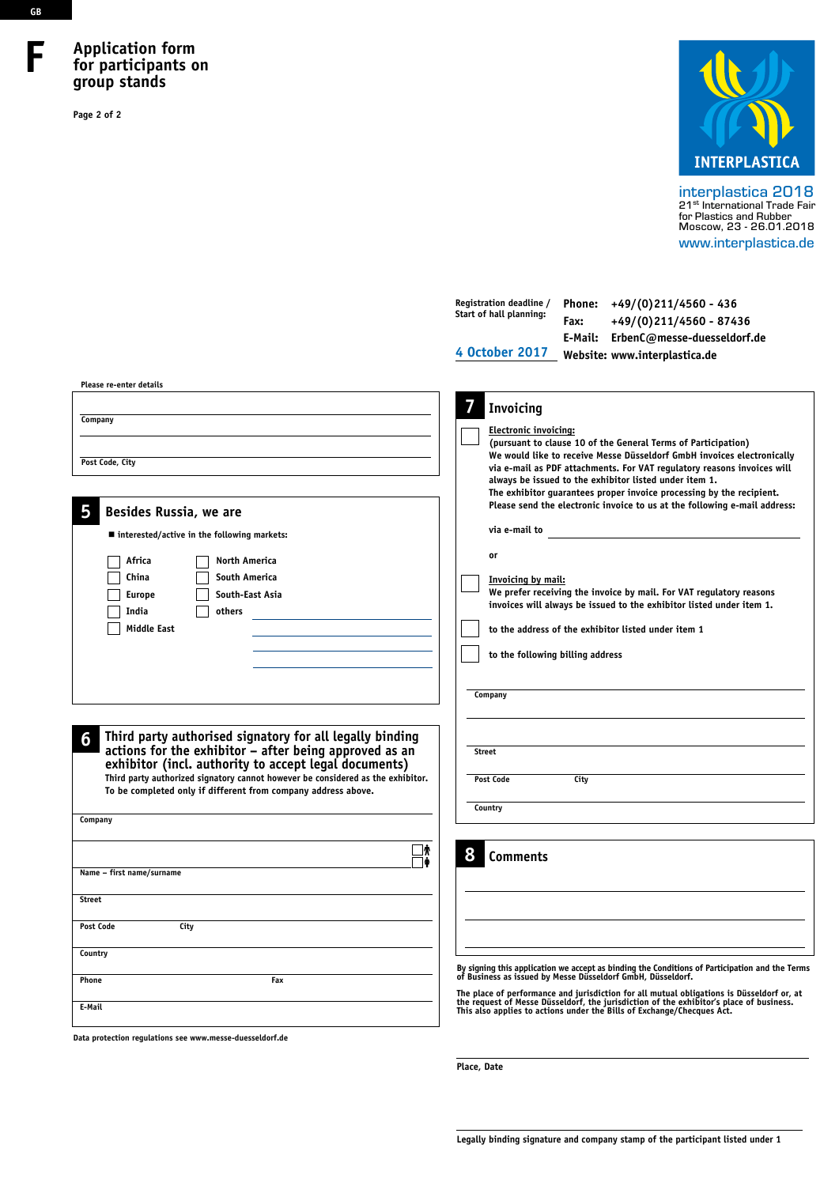GB

# F Application form for participants on group stands

INTERPLASTICA

interplastica 2018
21st International Trade Fair for Plastics and Rubber
Moscow, 23 - 26.01.2018
www.interplastica.de

Registration deadline / Start of hall planning: **4 October 2017**

Phone: +49/(0)211/4560 - 436
Fax: +49/(0)211/4560 - 87436
E-Mail: ErbenC@messe-duesseldorf.de
Website: www.interplastica.de

Please re-enter details

Company

Post Code, City

## 5 Besides Russia, we are

- interested/active in the following markets:

- [ ] Africa
- [ ] China
- [ ] Europe
- [ ] India
- [ ] Middle East
- [ ] North America
- [ ] South America
- [ ] South-East Asia
- [ ] others

## 6 Third party authorised signatory for all legally binding actions for the exhibitor – after being approved as an exhibitor (incl. authority to accept legal documents)

Third party authorized signatory cannot however be considered as the exhibitor. To be completed only if different from company address above.

Company

Name – first name/surname

Street

Post Code City

Country

Phone Fax

E-Mail

Data protection regulations see www.messe-duesseldorf.de

## 7 Invoicing

- [ ] **Electronic invoicing:**
(pursuant to clause 10 of the General Terms of Participation)
We would like to receive Messe Düsseldorf GmbH invoices electronically via e-mail as PDF attachments. For VAT regulatory reasons invoices will always be issued to the exhibitor listed under item 1.
The exhibitor guarantees proper invoice processing by the recipient.
Please send the electronic invoice to us at the following e-mail address:

via e-mail to

or

- [ ] **Invoicing by mail:**
We prefer receiving the invoice by mail. For VAT regulatory reasons invoices will always be issued to the exhibitor listed under item 1.

- [ ] to the address of the exhibitor listed under item 1
- [ ] to the following billing address

Company

Street

Post Code City

Country

## 8 Comments

By signing this application we accept as binding the Conditions of Participation and the Terms of Business as issued by Messe Düsseldorf GmbH, Düsseldorf.

The place of performance and jurisdiction for all mutual obligations is Düsseldorf or, at the request of Messe Düsseldorf, the jurisdiction of the exhibitor's place of business. This also applies to actions under the Bills of Exchange/Chequees Act.

Place, Date

Legally binding signature and company stamp of the participant listed under 1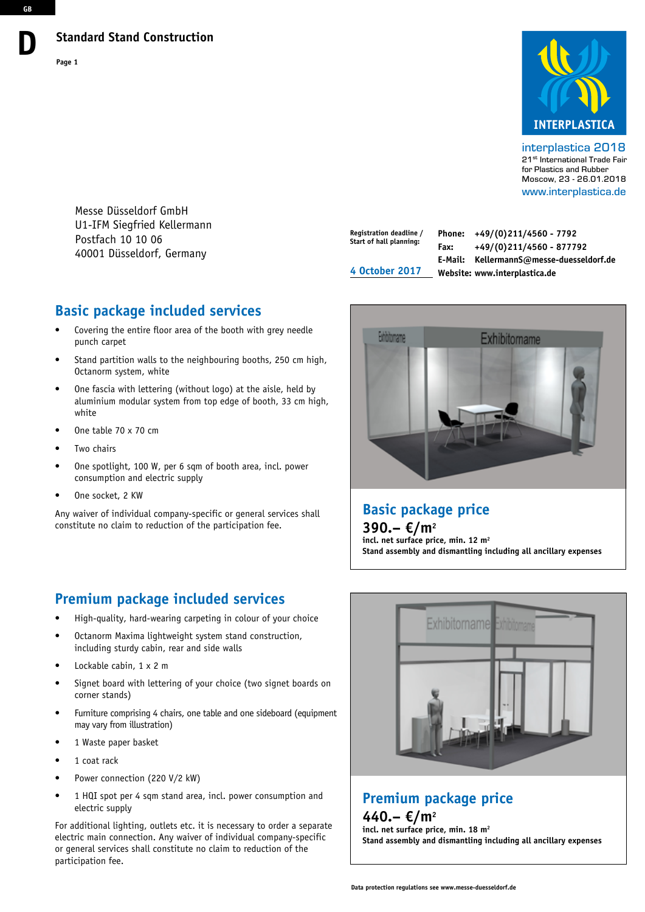# Standard Stand Construction

Page 1

INTERPLASTICA

interplastica 2018
21st International Trade Fair for Plastics and Rubber
Moscow, 23 - 26.01.2018
www.interplastica.de

Messe Düsseldorf GmbH
U1-IFM Siegfried Kellermann
Postfach 10 10 06
40001 Düsseldorf, Germany

**Registration deadline / Start of hall planning:**

4 October 2017

**Phone:** +49/(0)211/4560 - 7792
**Fax:** +49/(0)211/4560 - 877792
**E-Mail:** KellermannS@messe-duesseldorf.de
**Website:** www.interplastica.de

## Basic package included services

- Covering the entire floor area of the booth with grey needle punch carpet
- Stand partition walls to the neighbouring booths, 250 cm high, Octanorm system, white
- One fascia with lettering (without logo) at the aisle, held by aluminium modular system from top edge of booth, 33 cm high, white
- One table 70 x 70 cm
- Two chairs
- One spotlight, 100 W, per 6 sqm of booth area, incl. power consumption and electric supply
- One socket, 2 KW

Any waiver of individual company-specific or general services shall constitute no claim to reduction of the participation fee.

## Basic package price

**390.– €/m²**
**incl. net surface price, min. 12 m²**
**Stand assembly and dismantling including all ancillary expenses**

## Premium package included services

- High-quality, hard-wearing carpeting in colour of your choice
- Octanorm Maxima lightweight system stand construction, including sturdy cabin, rear and side walls
- Lockable cabin, 1 x 2 m
- Signet board with lettering of your choice (two signet boards on corner stands)
- Furniture comprising 4 chairs, one table and one sideboard (equipment may vary from illustration)
- 1 Waste paper basket
- 1 coat rack
- Power connection (220 V/2 kW)
- 1 HQI spot per 4 sqm stand area, incl. power consumption and electric supply

For additional lighting, outlets etc. it is necessary to order a separate electric main connection. Any waiver of individual company-specific or general services shall constitute no claim to reduction of the participation fee.

## Premium package price

**440.– €/m²**
**incl. net surface price, min. 18 m²**
**Stand assembly and dismantling including all ancillary expenses**

Data protection regulations see www.messe-duesseldorf.de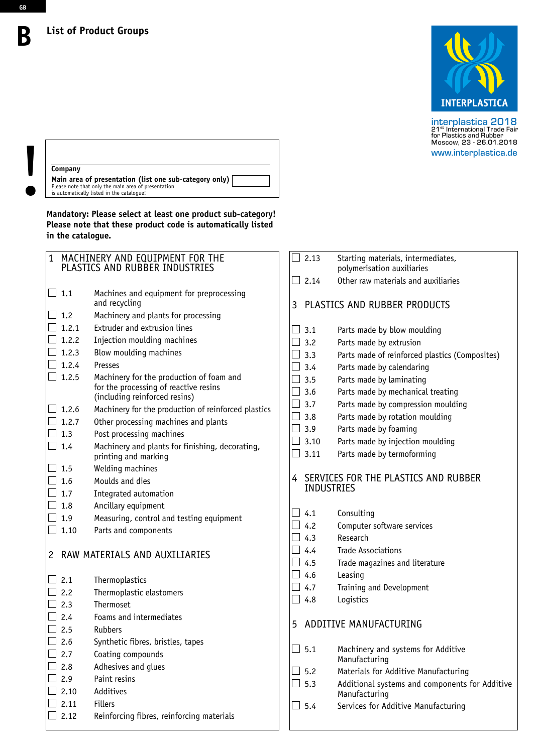GB

# B List of Product Groups

INTERPLASTICA

interplastica 2018
21st International Trade Fair
for Plastics and Rubber
Moscow, 23 - 26.01.2018
www.interplastica.de

!

**Company**

**Main area of presentation (list one sub-category only)**
Please note that only the main area of presentation
is automatically listed in the catalogue!

**Mandatory: Please select at least one product sub-category!**
**Please note that these product code is automatically listed in the catalogue.**

## 1 MACHINERY AND EQUIPMENT FOR THE PLASTICS AND RUBBER INDUSTRIES

- ☐ 1.1 Machines and equipment for preprocessing and recycling
- ☐ 1.2 Machinery and plants for processing
- ☐ 1.2.1 Extruder and extrusion lines
- ☐ 1.2.2 Injection moulding machines
- ☐ 1.2.3 Blow moulding machines
- ☐ 1.2.4 Presses
- ☐ 1.2.5 Machinery for the production of foam and for the processing of reactive resins (including reinforced resins)
- ☐ 1.2.6 Machinery for the production of reinforced plastics
- ☐ 1.2.7 Other processing machines and plants
- ☐ 1.3 Post processing machines
- ☐ 1.4 Machinery and plants for finishing, decorating, printing and marking
- ☐ 1.5 Welding machines
- ☐ 1.6 Moulds and dies
- ☐ 1.7 Integrated automation
- ☐ 1.8 Ancillary equipment
- ☐ 1.9 Measuring, control and testing equipment
- ☐ 1.10 Parts and components

## 2 RAW MATERIALS AND AUXILIARIES

- ☐ 2.1 Thermoplastics
- ☐ 2.2 Thermoplastic elastomers
- ☐ 2.3 Thermoset
- ☐ 2.4 Foams and intermediates
- ☐ 2.5 Rubbers
- ☐ 2.6 Synthetic fibres, bristles, tapes
- ☐ 2.7 Coating compounds
- ☐ 2.8 Adhesives and glues
- ☐ 2.9 Paint resins
- ☐ 2.10 Additives
- ☐ 2.11 Fillers
- ☐ 2.12 Reinforcing fibres, reinforcing materials
- ☐ 2.13 Starting materials, intermediates, polymerisation auxiliaries
- ☐ 2.14 Other raw materials and auxiliaries

## 3 PLASTICS AND RUBBER PRODUCTS

- ☐ 3.1 Parts made by blow moulding
- ☐ 3.2 Parts made by extrusion
- ☐ 3.3 Parts made of reinforced plastics (Composites)
- ☐ 3.4 Parts made by calendaring
- ☐ 3.5 Parts made by laminating
- ☐ 3.6 Parts made by mechanical treating
- ☐ 3.7 Parts made by compression moulding
- ☐ 3.8 Parts made by rotation moulding
- ☐ 3.9 Parts made by foaming
- ☐ 3.10 Parts made by injection moulding
- ☐ 3.11 Parts made by termoforming

## 4 SERVICES FOR THE PLASTICS AND RUBBER INDUSTRIES

- ☐ 4.1 Consulting
- ☐ 4.2 Computer software services
- ☐ 4.3 Research
- ☐ 4.4 Trade Associations
- ☐ 4.5 Trade magazines and literature
- ☐ 4.6 Leasing
- ☐ 4.7 Training and Development
- ☐ 4.8 Logistics

## 5 ADDITIVE MANUFACTURING

- ☐ 5.1 Machinery and systems for Additive Manufacturing
- ☐ 5.2 Materials for Additive Manufacturing
- ☐ 5.3 Additional systems and components for Additive Manufacturing
- ☐ 5.4 Services for Additive Manufacturing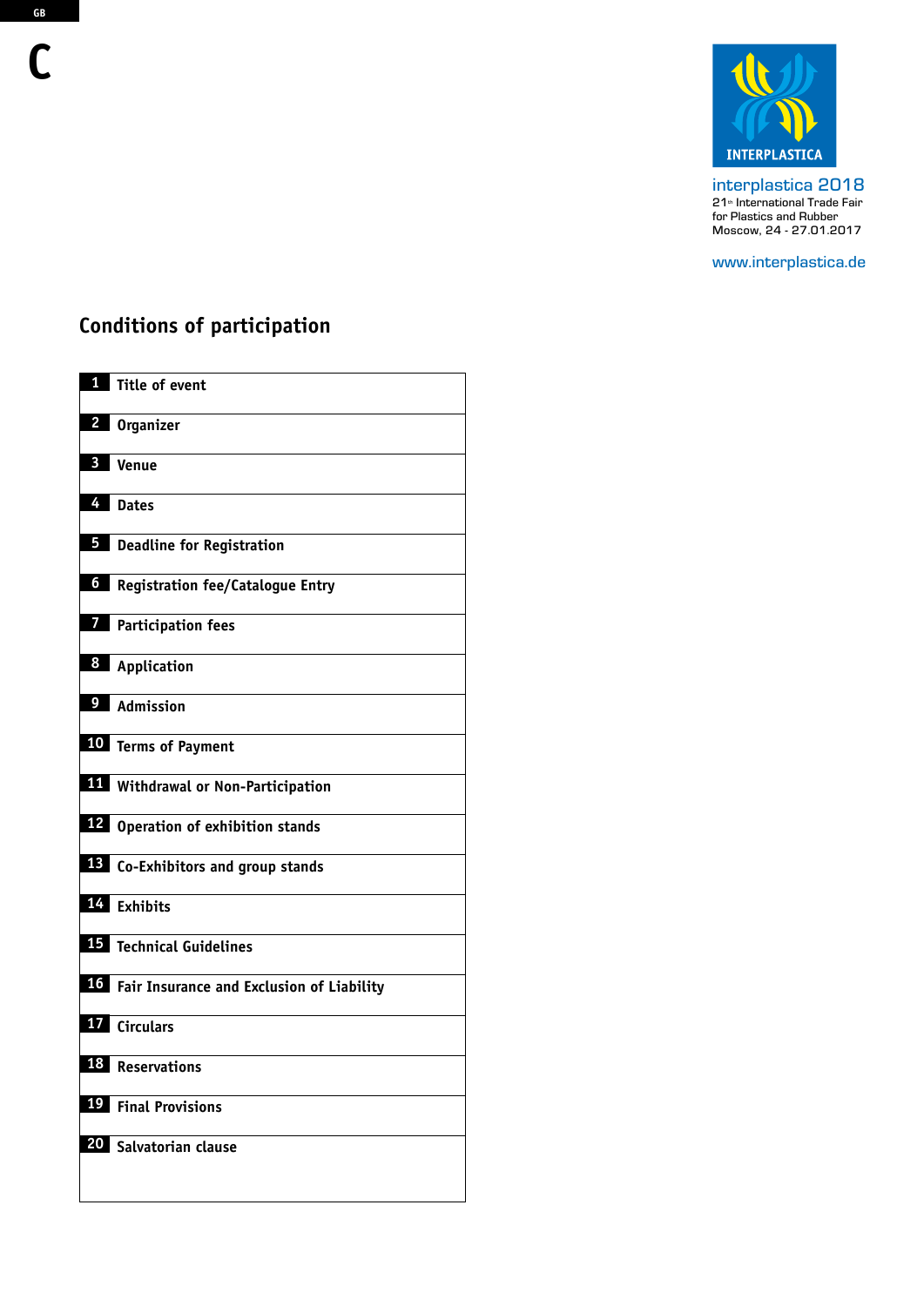GB

C

INTERPLASTICA

interplastica 2018
21st International Trade Fair
for Plastics and Rubber
Moscow, 24 - 27.01.2017

www.interplastica.de

## Conditions of participation

| | |
|---|---|
| 1 | Title of event |
| 2 | Organizer |
| 3 | Venue |
| 4 | Dates |
| 5 | Deadline for Registration |
| 6 | Registration fee/Catalogue Entry |
| 7 | Participation fees |
| 8 | Application |
| 9 | Admission |
| 10 | Terms of Payment |
| 11 | Withdrawal or Non-Participation |
| 12 | Operation of exhibition stands |
| 13 | Co-Exhibitors and group stands |
| 14 | Exhibits |
| 15 | Technical Guidelines |
| 16 | Fair Insurance and Exclusion of Liability |
| 17 | Circulars |
| 18 | Reservations |
| 19 | Final Provisions |
| 20 | Salvatorian clause |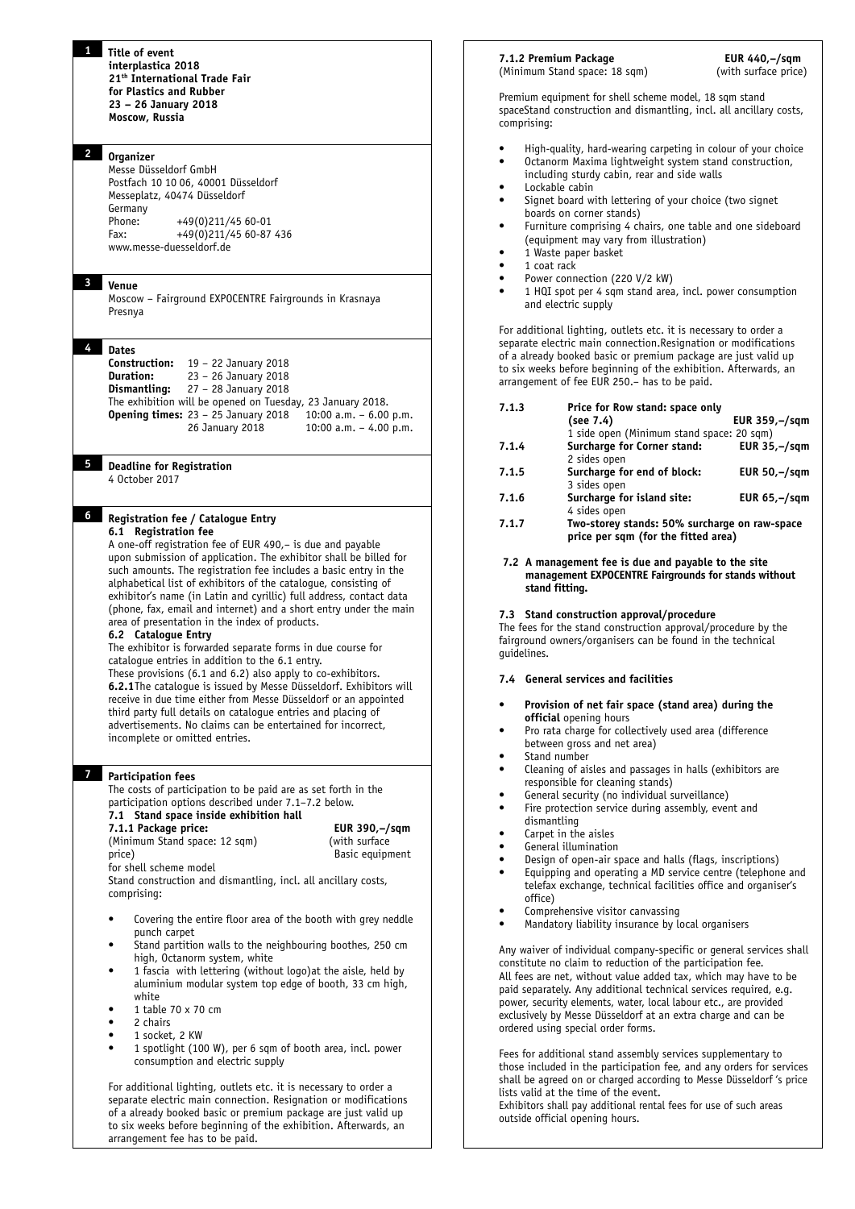## 1 Title of event

**interplastica 2018**
**21th International Trade Fair for Plastics and Rubber**
**23 – 26 January 2018**
**Moscow, Russia**

## 2 Organizer

Messe Düsseldorf GmbH
Postfach 10 10 06, 40001 Düsseldorf
Messeplatz, 40474 Düsseldorf
Germany
Phone: +49(0)211/45 60-01
Fax: +49(0)211/45 60-87 436
www.messe-duesseldorf.de

## 3 Venue

Moscow – Fairground EXPOCENTRE Fairgrounds in Krasnaya Presnya

## 4 Dates

**Construction:** 19 – 22 January 2018
**Duration:** 23 – 26 January 2018
**Dismantling:** 27 – 28 January 2018
The exhibition will be opened on Tuesday, 23 January 2018.
**Opening times:** 23 – 25 January 2018 10:00 a.m. – 6.00 p.m.
26 January 2018 10:00 a.m. – 4.00 p.m.

## 5 Deadline for Registration

4 October 2017

## 6 Registration fee / Catalogue Entry

### 6.1 Registration fee

A one-off registration fee of EUR 490,– is due and payable upon submission of application. The exhibitor shall be billed for such amounts. The registration fee includes a basic entry in the alphabetical list of exhibitors of the catalogue, consisting of exhibitor's name (in Latin and cyrillic) full address, contact data (phone, fax, email and internet) and a short entry under the main area of presentation in the index of products.

### 6.2 Catalogue Entry

The exhibitor is forwarded separate forms in due course for catalogue entries in addition to the 6.1 entry.
These provisions (6.1 and 6.2) also apply to co-exhibitors.
**6.2.1**The catalogue is issued by Messe Düsseldorf. Exhibitors will receive in due time either from Messe Düsseldorf or an appointed third party full details on catalogue entries and placing of advertisements. No claims can be entertained for incorrect, incomplete or omitted entries.

## 7 Participation fees

The costs of participation to be paid are as set forth in the participation options described under 7.1–7.2 below.

### 7.1 Stand space inside exhibition hall

**7.1.1 Package price:** **EUR 390,–/sqm**
(Minimum Stand space: 12 sqm) (with surface price) Basic equipment for shell scheme model
Stand construction and dismantling, incl. all ancillary costs, comprising:

- Covering the entire floor area of the booth with grey neddle punch carpet
- Stand partition walls to the neighbouring boothes, 250 cm high, Octanorm system, white
- 1 fascia with lettering (without logo)at the aisle, held by aluminium modular system top edge of booth, 33 cm high, white
- 1 table 70 x 70 cm
- 2 chairs
- 1 socket, 2 KW
- 1 spotlight (100 W), per 6 sqm of booth area, incl. power consumption and electric supply

For additional lighting, outlets etc. it is necessary to order a separate electric main connection. Resignation or modifications of a already booked basic or premium package are just valid up to six weeks before beginning of the exhibition. Afterwards, an arrangement fee has to be paid.

**7.1.2 Premium Package** **EUR 440,–/sqm**
(Minimum Stand space: 18 sqm) (with surface price)

Premium equipment for shell scheme model, 18 sqm stand spaceStand construction and dismantling, incl. all ancillary costs, comprising:

- High-quality, hard-wearing carpeting in colour of your choice
- Octanorm Maxima lightweight system stand construction, including sturdy cabin, rear and side walls
- Lockable cabin
- Signet board with lettering of your choice (two signet boards on corner stands)
- Furniture comprising 4 chairs, one table and one sideboard (equipment may vary from illustration)
- 1 Waste paper basket
- 1 coat rack
- Power connection (220 V/2 kW)
- 1 HQI spot per 4 sqm stand area, incl. power consumption and electric supply

For additional lighting, outlets etc. it is necessary to order a separate electric main connection.Resignation or modifications of a already booked basic or premium package are just valid up to six weeks before beginning of the exhibition. Afterwards, an arrangement of fee EUR 250.– has to be paid.

| | | |
|---|---|---|
| 7.1.3 | **Price for Row stand: space only (see 7.4)** 1 side open (Minimum stand space: 20 sqm) | **EUR 359,–/sqm** |
| 7.1.4 | **Surcharge for Corner stand:** 2 sides open | **EUR 35,–/sqm** |
| 7.1.5 | **Surcharge for end of block:** 3 sides open | **EUR 50,–/sqm** |
| 7.1.6 | **Surcharge for island site:** 4 sides open | **EUR 65,–/sqm** |
| 7.1.7 | **Two-storey stands: 50% surcharge on raw-space price per sqm (for the fitted area)** | |

### 7.2 A management fee is due and payable to the site management EXPOCENTRE Fairgrounds for stands without stand fitting.

### 7.3 Stand construction approval/procedure

The fees for the stand construction approval/procedure by the fairground owners/organisers can be found in the technical guidelines.

### 7.4 General services and facilities

- **Provision of net fair space (stand area) during the official** opening hours
- Pro rata charge for collectively used area (difference between gross and net area)
- Stand number
- Cleaning of aisles and passages in halls (exhibitors are responsible for cleaning stands)
- General security (no individual surveillance)
- Fire protection service during assembly, event and dismantling
- Carpet in the aisles
- General illumination
- Design of open-air space and halls (flags, inscriptions)
- Equipping and operating a MD service centre (telephone and telefax exchange, technical facilities office and organiser's office)
- Comprehensive visitor canvassing
- Mandatory liability insurance by local organisers

Any waiver of individual company-specific or general services shall constitute no claim to reduction of the participation fee.
All fees are net, without value added tax, which may have to be paid separately. Any additional technical services required, e.g. power, security elements, water, local labour etc., are provided exclusively by Messe Düsseldorf at an extra charge and can be ordered using special order forms.

Fees for additional stand assembly services supplementary to those included in the participation fee, and any orders for services shall be agreed on or charged according to Messe Düsseldorf 's price lists valid at the time of the event.
Exhibitors shall pay additional rental fees for use of such areas outside official opening hours.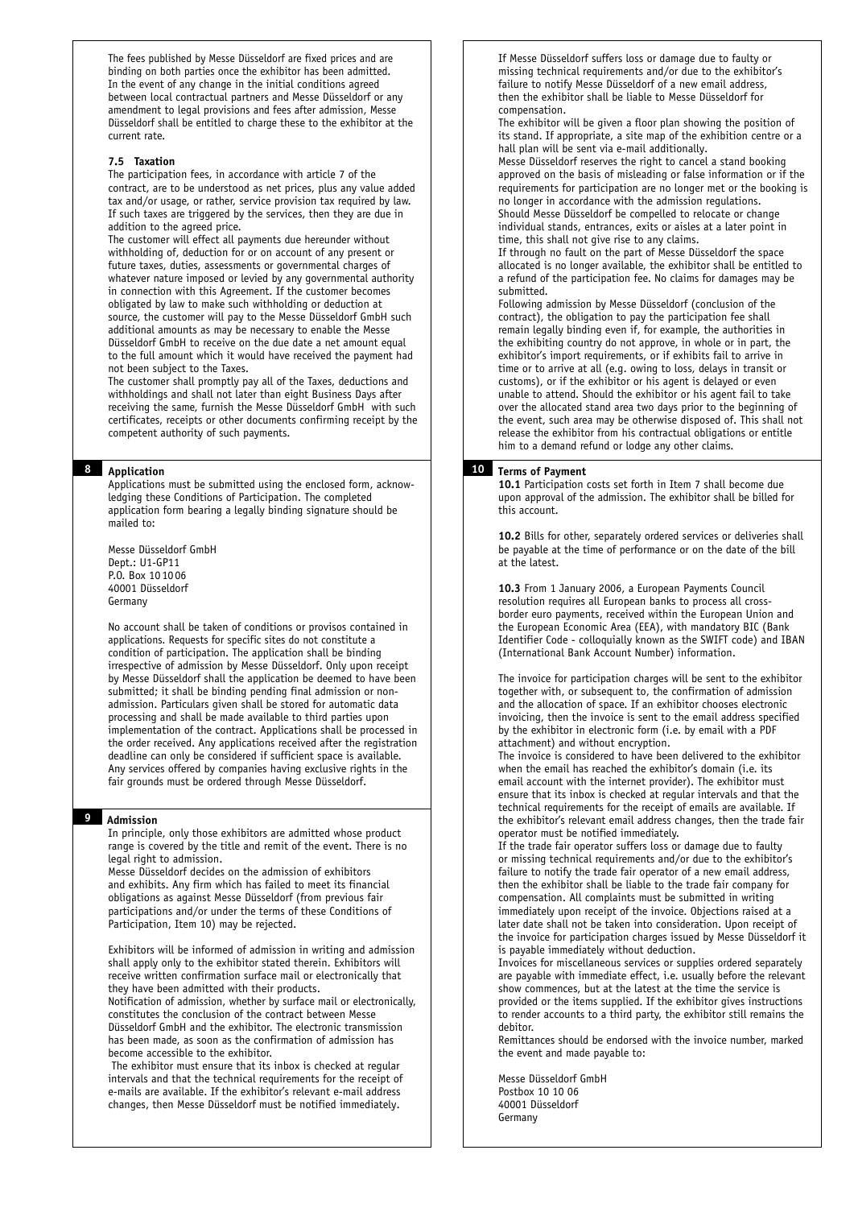The fees published by Messe Düsseldorf are fixed prices and are binding on both parties once the exhibitor has been admitted. In the event of any change in the initial conditions agreed between local contractual partners and Messe Düsseldorf or any amendment to legal provisions and fees after admission, Messe Düsseldorf shall be entitled to charge these to the exhibitor at the current rate.

### 7.5 Taxation

The participation fees, in accordance with article 7 of the contract, are to be understood as net prices, plus any value added tax and/or usage, or rather, service provision tax required by law. If such taxes are triggered by the services, then they are due in addition to the agreed price.

The customer will effect all payments due hereunder without withholding of, deduction for or on account of any present or future taxes, duties, assessments or governmental charges of whatever nature imposed or levied by any governmental authority in connection with this Agreement. If the customer becomes obligated by law to make such withholding or deduction at source, the customer will pay to the Messe Düsseldorf GmbH such additional amounts as may be necessary to enable the Messe Düsseldorf GmbH to receive on the due date a net amount equal to the full amount which it would have received the payment had not been subject to the Taxes.

The customer shall promptly pay all of the Taxes, deductions and withholdings and shall not later than eight Business Days after receiving the same, furnish the Messe Düsseldorf GmbH with such certificates, receipts or other documents confirming receipt by the competent authority of such payments.

## 8 Application

Applications must be submitted using the enclosed form, acknowledging these Conditions of Participation. The completed application form bearing a legally binding signature should be mailed to:

Messe Düsseldorf GmbH
Dept.: U1-GP11
P.O. Box 10 10 06
40001 Düsseldorf
Germany

No account shall be taken of conditions or provisos contained in applications. Requests for specific sites do not constitute a condition of participation. The application shall be binding irrespective of admission by Messe Düsseldorf. Only upon receipt by Messe Düsseldorf shall the application be deemed to have been submitted; it shall be binding pending final admission or non-admission. Particulars given shall be stored for automatic data processing and shall be made available to third parties upon implementation of the contract. Applications shall be processed in the order received. Any applications received after the registration deadline can only be considered if sufficient space is available. Any services offered by companies having exclusive rights in the fair grounds must be ordered through Messe Düsseldorf.

## 9 Admission

In principle, only those exhibitors are admitted whose product range is covered by the title and remit of the event. There is no legal right to admission.

Messe Düsseldorf decides on the admission of exhibitors and exhibits. Any firm which has failed to meet its financial obligations as against Messe Düsseldorf (from previous fair participations and/or under the terms of these Conditions of Participation, Item 10) may be rejected.

Exhibitors will be informed of admission in writing and admission shall apply only to the exhibitor stated therein. Exhibitors will receive written confirmation surface mail or electronically that they have been admitted with their products.

Notification of admission, whether by surface mail or electronically, constitutes the conclusion of the contract between Messe Düsseldorf GmbH and the exhibitor. The electronic transmission has been made, as soon as the confirmation of admission has become accessible to the exhibitor.

The exhibitor must ensure that its inbox is checked at regular intervals and that the technical requirements for the receipt of e-mails are available. If the exhibitor's relevant e-mail address changes, then Messe Düsseldorf must be notified immediately.

If Messe Düsseldorf suffers loss or damage due to faulty or missing technical requirements and/or due to the exhibitor's failure to notify Messe Düsseldorf of a new email address, then the exhibitor shall be liable to Messe Düsseldorf for compensation.

The exhibitor will be given a floor plan showing the position of its stand. If appropriate, a site map of the exhibition centre or a hall plan will be sent via e-mail additionally.

Messe Düsseldorf reserves the right to cancel a stand booking approved on the basis of misleading or false information or if the requirements for participation are no longer met or the booking is no longer in accordance with the admission regulations.

Should Messe Düsseldorf be compelled to relocate or change individual stands, entrances, exits or aisles at a later point in time, this shall not give rise to any claims.

If through no fault on the part of Messe Düsseldorf the space allocated is no longer available, the exhibitor shall be entitled to a refund of the participation fee. No claims for damages may be submitted.

Following admission by Messe Düsseldorf (conclusion of the contract), the obligation to pay the participation fee shall remain legally binding even if, for example, the authorities in the exhibiting country do not approve, in whole or in part, the exhibitor's import requirements, or if exhibits fail to arrive in time or to arrive at all (e.g. owing to loss, delays in transit or customs), or if the exhibitor or his agent is delayed or even unable to attend. Should the exhibitor or his agent fail to take over the allocated stand area two days prior to the beginning of the event, such area may be otherwise disposed of. This shall not release the exhibitor from his contractual obligations or entitle him to a demand refund or lodge any other claims.

## 10 Terms of Payment

**10.1** Participation costs set forth in Item 7 shall become due upon approval of the admission. The exhibitor shall be billed for this account.

**10.2** Bills for other, separately ordered services or deliveries shall be payable at the time of performance or on the date of the bill at the latest.

**10.3** From 1 January 2006, a European Payments Council resolution requires all European banks to process all cross-border euro payments, received within the European Union and the European Economic Area (EEA), with mandatory BIC (Bank Identifier Code - colloquially known as the SWIFT code) and IBAN (International Bank Account Number) information.

The invoice for participation charges will be sent to the exhibitor together with, or subsequent to, the confirmation of admission and the allocation of space. If an exhibitor chooses electronic invoicing, then the invoice is sent to the email address specified by the exhibitor in electronic form (i.e. by email with a PDF attachment) and without encryption.

The invoice is considered to have been delivered to the exhibitor when the email has reached the exhibitor's domain (i.e. its email account with the internet provider). The exhibitor must ensure that its inbox is checked at regular intervals and that the technical requirements for the receipt of emails are available. If the exhibitor's relevant email address changes, then the trade fair operator must be notified immediately.

If the trade fair operator suffers loss or damage due to faulty or missing technical requirements and/or due to the exhibitor's failure to notify the trade fair operator of a new email address, then the exhibitor shall be liable to the trade fair company for compensation. All complaints must be submitted in writing immediately upon receipt of the invoice. Objections raised at a later date shall not be taken into consideration. Upon receipt of the invoice for participation charges issued by Messe Düsseldorf it is payable immediately without deduction.

Invoices for miscellaneous services or supplies ordered separately are payable with immediate effect, i.e. usually before the relevant show commences, but at the latest at the time the service is provided or the items supplied. If the exhibitor gives instructions to render accounts to a third party, the exhibitor still remains the debitor.

Remittances should be endorsed with the invoice number, marked the event and made payable to:

Messe Düsseldorf GmbH
Postbox 10 10 06
40001 Düsseldorf
Germany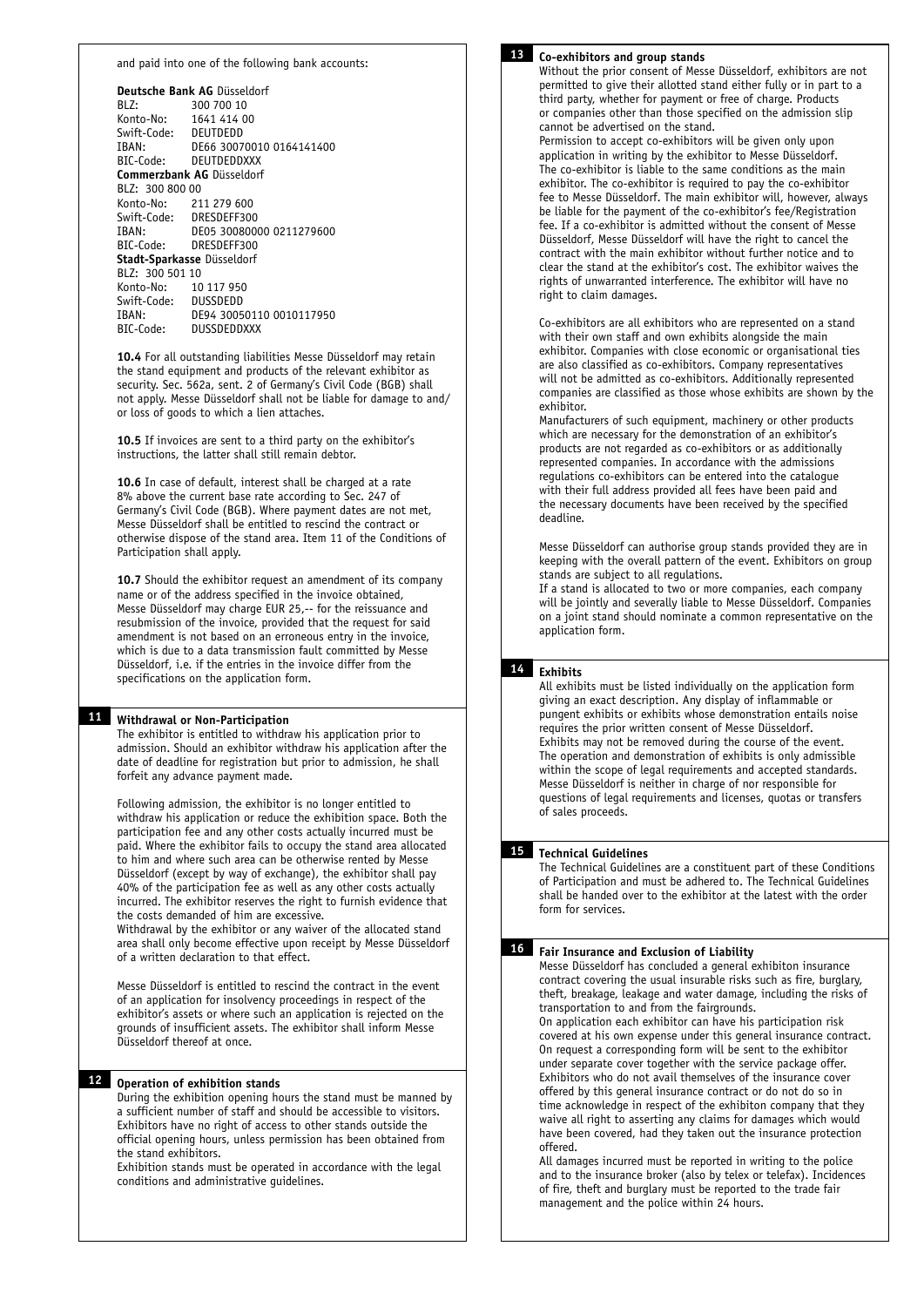and paid into one of the following bank accounts:

**Deutsche Bank AG** Düsseldorf
BLZ: 300 700 10
Konto-No: 1641 414 00
Swift-Code: DEUTDEDD
IBAN: DE66 30070010 0164141400
BIC-Code: DEUTDEDDXXX
**Commerzbank AG** Düsseldorf
BLZ: 300 800 00
Konto-No: 211 279 600
Swift-Code: DRESDEFF300
IBAN: DE05 30080000 0211279600
BIC-Code: DRESDEFF300
**Stadt-Sparkasse** Düsseldorf
BLZ: 300 501 10
Konto-No: 10 117 950
Swift-Code: DUSSDEDD
IBAN: DE94 30050110 0010117950
BIC-Code: DUSSDEDDXXX

**10.4** For all outstanding liabilities Messe Düsseldorf may retain the stand equipment and products of the relevant exhibitor as security. Sec. 562a, sent. 2 of Germany's Civil Code (BGB) shall not apply. Messe Düsseldorf shall not be liable for damage to and/ or loss of goods to which a lien attaches.

**10.5** If invoices are sent to a third party on the exhibitor's instructions, the latter shall still remain debtor.

**10.6** In case of default, interest shall be charged at a rate 8% above the current base rate according to Sec. 247 of Germany's Civil Code (BGB). Where payment dates are not met, Messe Düsseldorf shall be entitled to rescind the contract or otherwise dispose of the stand area. Item 11 of the Conditions of Participation shall apply.

**10.7** Should the exhibitor request an amendment of its company name or of the address specified in the invoice obtained, Messe Düsseldorf may charge EUR 25,-- for the reissuance and resubmission of the invoice, provided that the request for said amendment is not based on an erroneous entry in the invoice, which is due to a data transmission fault committed by Messe Düsseldorf, i.e. if the entries in the invoice differ from the specifications on the application form.

## 11 Withdrawal or Non-Participation

The exhibitor is entitled to withdraw his application prior to admission. Should an exhibitor withdraw his application after the date of deadline for registration but prior to admission, he shall forfeit any advance payment made.

Following admission, the exhibitor is no longer entitled to withdraw his application or reduce the exhibition space. Both the participation fee and any other costs actually incurred must be paid. Where the exhibitor fails to occupy the stand area allocated to him and where such area can be otherwise rented by Messe Düsseldorf (except by way of exchange), the exhibitor shall pay 40% of the participation fee as well as any other costs actually incurred. The exhibitor reserves the right to furnish evidence that the costs demanded of him are excessive.
Withdrawal by the exhibitor or any waiver of the allocated stand area shall only become effective upon receipt by Messe Düsseldorf of a written declaration to that effect.

Messe Düsseldorf is entitled to rescind the contract in the event of an application for insolvency proceedings in respect of the exhibitor's assets or where such an application is rejected on the grounds of insufficient assets. The exhibitor shall inform Messe Düsseldorf thereof at once.

## 12 Operation of exhibition stands

During the exhibition opening hours the stand must be manned by a sufficient number of staff and should be accessible to visitors. Exhibitors have no right of access to other stands outside the official opening hours, unless permission has been obtained from the stand exhibitors.
Exhibition stands must be operated in accordance with the legal conditions and administrative guidelines.

## 13 Co-exhibitors and group stands

Without the prior consent of Messe Düsseldorf, exhibitors are not permitted to give their allotted stand either fully or in part to a third party, whether for payment or free of charge. Products or companies other than those specified on the admission slip cannot be advertised on the stand.
Permission to accept co-exhibitors will be given only upon application in writing by the exhibitor to Messe Düsseldorf. The co-exhibitor is liable to the same conditions as the main exhibitor. The co-exhibitor is required to pay the co-exhibitor fee to Messe Düsseldorf. The main exhibitor will, however, always be liable for the payment of the co-exhibitor's fee/Registration fee. If a co-exhibitor is admitted without the consent of Messe Düsseldorf, Messe Düsseldorf will have the right to cancel the contract with the main exhibitor without further notice and to clear the stand at the exhibitor's cost. The exhibitor waives the rights of unwarranted interference. The exhibitor will have no right to claim damages.

Co-exhibitors are all exhibitors who are represented on a stand with their own staff and own exhibits alongside the main exhibitor. Companies with close economic or organisational ties are also classified as co-exhibitors. Company representatives will not be admitted as co-exhibitors. Additionally represented companies are classified as those whose exhibits are shown by the exhibitor.
Manufacturers of such equipment, machinery or other products which are necessary for the demonstration of an exhibitor's products are not regarded as co-exhibitors or as additionally represented companies. In accordance with the admissions regulations co-exhibitors can be entered into the catalogue with their full address provided all fees have been paid and the necessary documents have been received by the specified deadline.

Messe Düsseldorf can authorise group stands provided they are in keeping with the overall pattern of the event. Exhibitors on group stands are subject to all regulations.
If a stand is allocated to two or more companies, each company will be jointly and severally liable to Messe Düsseldorf. Companies on a joint stand should nominate a common representative on the application form.

## 14 Exhibits

All exhibits must be listed individually on the application form giving an exact description. Any display of inflammable or pungent exhibits or exhibits whose demonstration entails noise requires the prior written consent of Messe Düsseldorf.
Exhibits may not be removed during the course of the event. The operation and demonstration of exhibits is only admissible within the scope of legal requirements and accepted standards. Messe Düsseldorf is neither in charge of nor responsible for questions of legal requirements and licenses, quotas or transfers of sales proceeds.

## 15 Technical Guidelines

The Technical Guidelines are a constituent part of these Conditions of Participation and must be adhered to. The Technical Guidelines shall be handed over to the exhibitor at the latest with the order form for services.

## 16 Fair Insurance and Exclusion of Liability

Messe Düsseldorf has concluded a general exhibiton insurance contract covering the usual insurable risks such as fire, burglary, theft, breakage, leakage and water damage, including the risks of transportation to and from the fairgrounds.
On application each exhibitor can have his participation risk covered at his own expense under this general insurance contract. On request a corresponding form will be sent to the exhibitor under separate cover together with the service package offer. Exhibitors who do not avail themselves of the insurance cover offered by this general insurance contract or do not do so in time acknowledge in respect of the exhibiton company that they waive all right to asserting any claims for damages which would have been covered, had they taken out the insurance protection offered.
All damages incurred must be reported in writing to the police and to the insurance broker (also by telex or telefax). Incidences of fire, theft and burglary must be reported to the trade fair management and the police within 24 hours.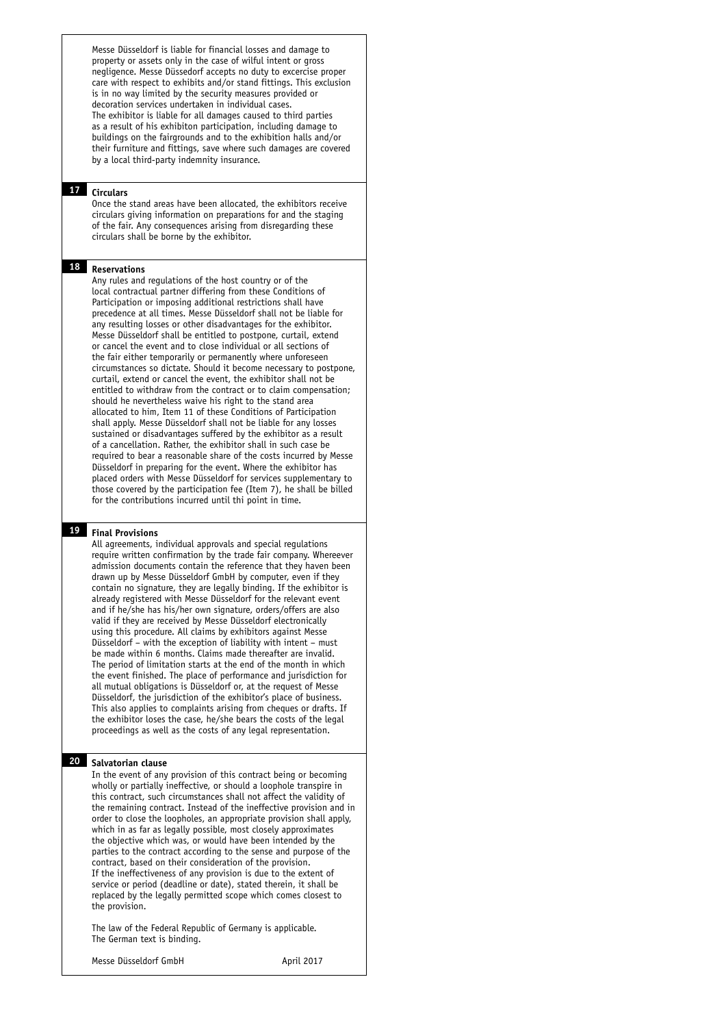Messe Düsseldorf is liable for financial losses and damage to property or assets only in the case of wilful intent or gross negligence. Messe Düssedorf accepts no duty to excercise proper care with respect to exhibits and/or stand fittings. This exclusion is in no way limited by the security measures provided or decoration services undertaken in individual cases.
The exhibitor is liable for all damages caused to third parties as a result of his exhibiton participation, including damage to buildings on the fairgrounds and to the exhibition halls and/or their furniture and fittings, save where such damages are covered by a local third-party indemnity insurance.

## 17 Circulars

Once the stand areas have been allocated, the exhibitors receive circulars giving information on preparations for and the staging of the fair. Any consequences arising from disregarding these circulars shall be borne by the exhibitor.

## 18 Reservations

Any rules and regulations of the host country or of the local contractual partner differing from these Conditions of Participation or imposing additional restrictions shall have precedence at all times. Messe Düsseldorf shall not be liable for any resulting losses or other disadvantages for the exhibitor. Messe Düsseldorf shall be entitled to postpone, curtail, extend or cancel the event and to close individual or all sections of the fair either temporarily or permanently where unforeseen circumstances so dictate. Should it become necessary to postpone, curtail, extend or cancel the event, the exhibitor shall not be entitled to withdraw from the contract or to claim compensation; should he nevertheless waive his right to the stand area allocated to him, Item 11 of these Conditions of Participation shall apply. Messe Düsseldorf shall not be liable for any losses sustained or disadvantages suffered by the exhibitor as a result of a cancellation. Rather, the exhibitor shall in such case be required to bear a reasonable share of the costs incurred by Messe Düsseldorf in preparing for the event. Where the exhibitor has placed orders with Messe Düsseldorf for services supplementary to those covered by the participation fee (Item 7), he shall be billed for the contributions incurred until thi point in time.

## 19 Final Provisions

All agreements, individual approvals and special regulations require written confirmation by the trade fair company. Whereever admission documents contain the reference that they haven been drawn up by Messe Düsseldorf GmbH by computer, even if they contain no signature, they are legally binding. If the exhibitor is already registered with Messe Düsseldorf for the relevant event and if he/she has his/her own signature, orders/offers are also valid if they are received by Messe Düsseldorf electronically using this procedure. All claims by exhibitors against Messe Düsseldorf – with the exception of liability with intent – must be made within 6 months. Claims made thereafter are invalid. The period of limitation starts at the end of the month in which the event finished. The place of performance and jurisdiction for all mutual obligations is Düsseldorf or, at the request of Messe Düsseldorf, the jurisdiction of the exhibitor's place of business. This also applies to complaints arising from cheques or drafts. If the exhibitor loses the case, he/she bears the costs of the legal proceedings as well as the costs of any legal representation.

## 20 Salvatorian clause

In the event of any provision of this contract being or becoming wholly or partially ineffective, or should a loophole transpire in this contract, such circumstances shall not affect the validity of the remaining contract. Instead of the ineffective provision and in order to close the loopholes, an appropriate provision shall apply, which in as far as legally possible, most closely approximates the objective which was, or would have been intended by the parties to the contract according to the sense and purpose of the contract, based on their consideration of the provision.
If the ineffectiveness of any provision is due to the extent of service or period (deadline or date), stated therein, it shall be replaced by the legally permitted scope which comes closest to the provision.

The law of the Federal Republic of Germany is applicable.
The German text is binding.

Messe Düsseldorf GmbH April 2017